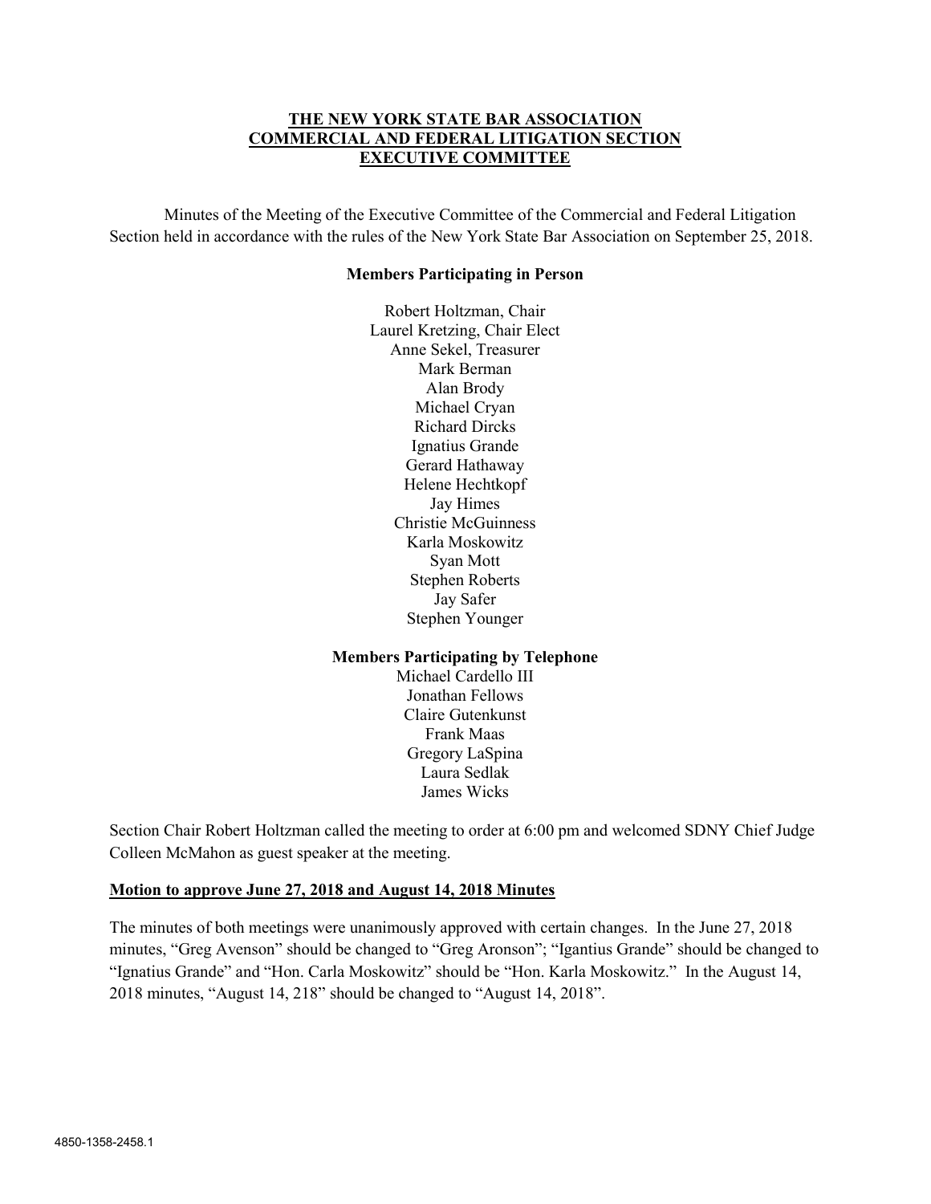**THE NEW YORK STATE BAR ASSOCIATION**
**COMMERCIAL AND FEDERAL LITIGATION SECTION**
**EXECUTIVE COMMITTEE**

Minutes of the Meeting of the Executive Committee of the Commercial and Federal Litigation Section held in accordance with the rules of the New York State Bar Association on September 25, 2018.

**Members Participating in Person**

Robert Holtzman, Chair
Laurel Kretzing, Chair Elect
Anne Sekel, Treasurer
Mark Berman
Alan Brody
Michael Cryan
Richard Dircks
Ignatius Grande
Gerard Hathaway
Helene Hechtkopf
Jay Himes
Christie McGuinness
Karla Moskowitz
Syan Mott
Stephen Roberts
Jay Safer
Stephen Younger

**Members Participating by Telephone**

Michael Cardello III
Jonathan Fellows
Claire Gutenkunst
Frank Maas
Gregory LaSpina
Laura Sedlak
James Wicks

Section Chair Robert Holtzman called the meeting to order at 6:00 pm and welcomed SDNY Chief Judge Colleen McMahon as guest speaker at the meeting.

**Motion to approve June 27, 2018 and August 14, 2018 Minutes**

The minutes of both meetings were unanimously approved with certain changes. In the June 27, 2018 minutes, "Greg Avenson" should be changed to "Greg Aronson"; "Igantius Grande" should be changed to "Ignatius Grande" and "Hon. Carla Moskowitz" should be "Hon. Karla Moskowitz." In the August 14, 2018 minutes, "August 14, 218" should be changed to "August 14, 2018".

4850-1358-2458.1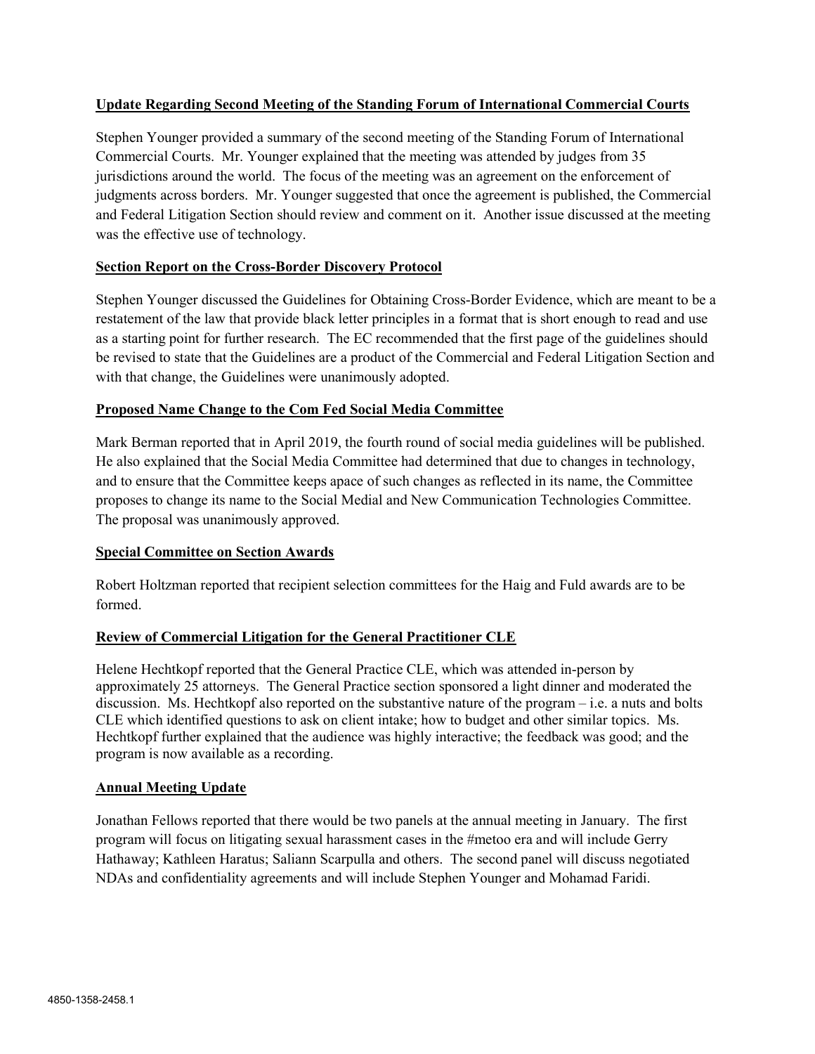**Update Regarding Second Meeting of the Standing Forum of International Commercial Courts**

Stephen Younger provided a summary of the second meeting of the Standing Forum of International Commercial Courts. Mr. Younger explained that the meeting was attended by judges from 35 jurisdictions around the world. The focus of the meeting was an agreement on the enforcement of judgments across borders. Mr. Younger suggested that once the agreement is published, the Commercial and Federal Litigation Section should review and comment on it. Another issue discussed at the meeting was the effective use of technology.

**Section Report on the Cross-Border Discovery Protocol**

Stephen Younger discussed the Guidelines for Obtaining Cross-Border Evidence, which are meant to be a restatement of the law that provide black letter principles in a format that is short enough to read and use as a starting point for further research. The EC recommended that the first page of the guidelines should be revised to state that the Guidelines are a product of the Commercial and Federal Litigation Section and with that change, the Guidelines were unanimously adopted.

**Proposed Name Change to the Com Fed Social Media Committee**

Mark Berman reported that in April 2019, the fourth round of social media guidelines will be published. He also explained that the Social Media Committee had determined that due to changes in technology, and to ensure that the Committee keeps apace of such changes as reflected in its name, the Committee proposes to change its name to the Social Medial and New Communication Technologies Committee. The proposal was unanimously approved.

**Special Committee on Section Awards**

Robert Holtzman reported that recipient selection committees for the Haig and Fuld awards are to be formed.

**Review of Commercial Litigation for the General Practitioner CLE**

Helene Hechtkopf reported that the General Practice CLE, which was attended in-person by approximately 25 attorneys. The General Practice section sponsored a light dinner and moderated the discussion. Ms. Hechtkopf also reported on the substantive nature of the program – i.e. a nuts and bolts CLE which identified questions to ask on client intake; how to budget and other similar topics. Ms. Hechtkopf further explained that the audience was highly interactive; the feedback was good; and the program is now available as a recording.

**Annual Meeting Update**

Jonathan Fellows reported that there would be two panels at the annual meeting in January. The first program will focus on litigating sexual harassment cases in the #metoo era and will include Gerry Hathaway; Kathleen Haratus; Saliann Scarpulla and others. The second panel will discuss negotiated NDAs and confidentiality agreements and will include Stephen Younger and Mohamad Faridi.

4850-1358-2458.1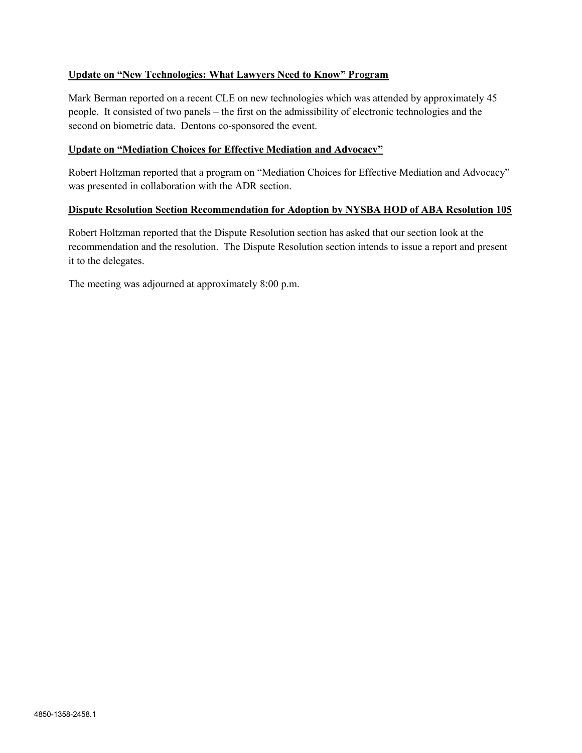**Update on "New Technologies: What Lawyers Need to Know" Program**

Mark Berman reported on a recent CLE on new technologies which was attended by approximately 45 people. It consisted of two panels – the first on the admissibility of electronic technologies and the second on biometric data. Dentons co-sponsored the event.

**Update on "Mediation Choices for Effective Mediation and Advocacy"**

Robert Holtzman reported that a program on "Mediation Choices for Effective Mediation and Advocacy" was presented in collaboration with the ADR section.

**Dispute Resolution Section Recommendation for Adoption by NYSBA HOD of ABA Resolution 105**

Robert Holtzman reported that the Dispute Resolution section has asked that our section look at the recommendation and the resolution. The Dispute Resolution section intends to issue a report and present it to the delegates.

The meeting was adjourned at approximately 8:00 p.m.

4850-1358-2458.1